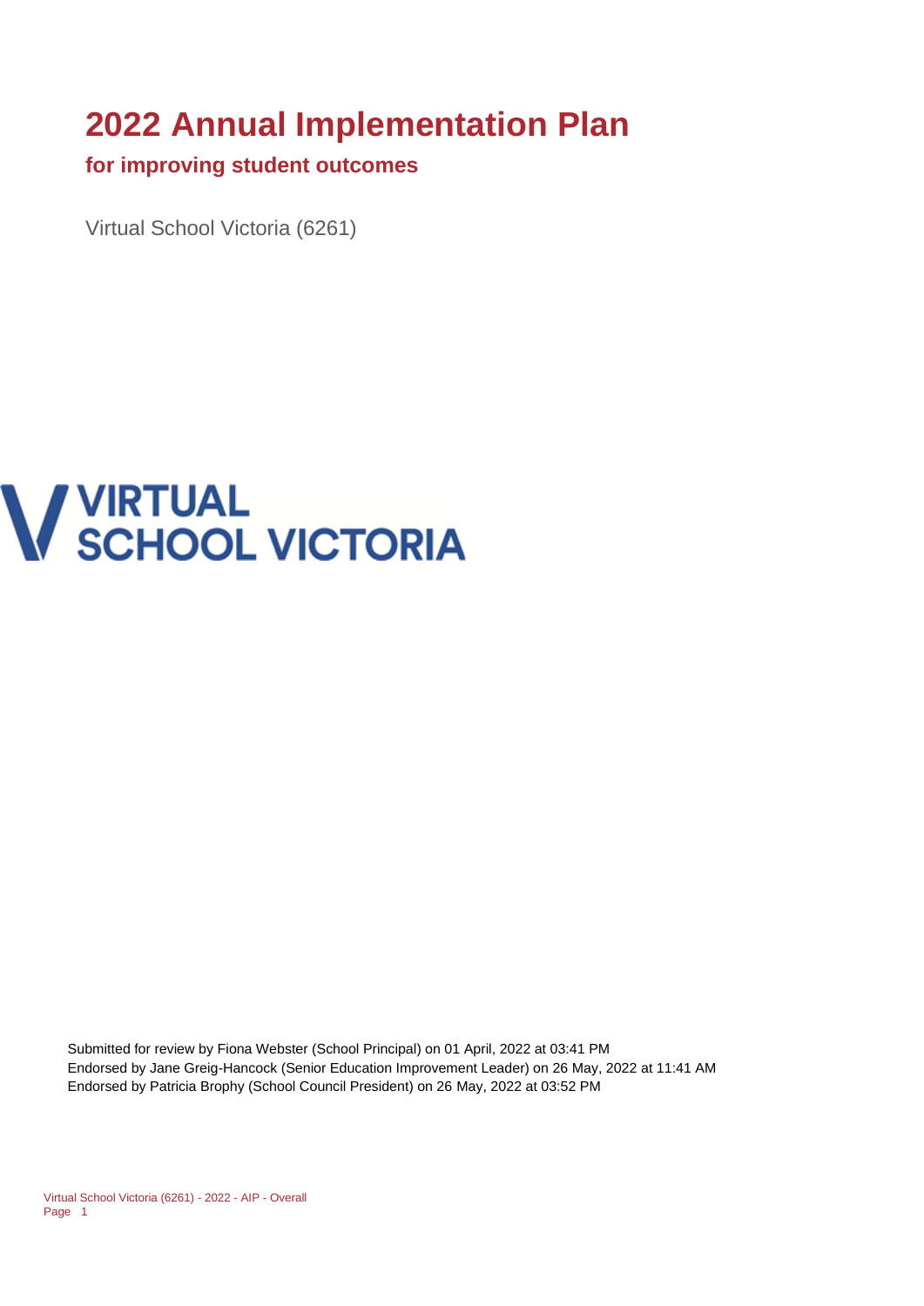# 2022 Annual Implementation Plan

## for improving student outcomes

Virtual School Victoria (6261)

VIRTUAL SCHOOL VICTORIA

Submitted for review by Fiona Webster (School Principal) on 01 April, 2022 at 03:41 PM
Endorsed by Jane Greig-Hancock (Senior Education Improvement Leader) on 26 May, 2022 at 11:41 AM
Endorsed by Patricia Brophy (School Council President) on 26 May, 2022 at 03:52 PM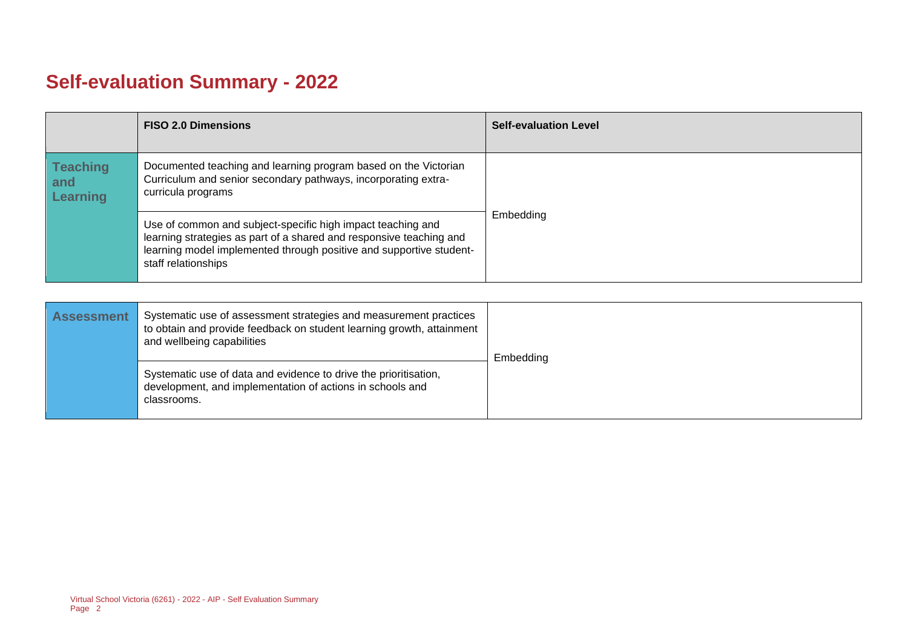# Self-evaluation Summary - 2022

| | FISO 2.0 Dimensions | Self-evaluation Level |
|---|---|---|
| **Teaching and Learning** | Documented teaching and learning program based on the Victorian Curriculum and senior secondary pathways, incorporating extra-curricula programs | Embedding |
| | Use of common and subject-specific high impact teaching and learning strategies as part of a shared and responsive teaching and learning model implemented through positive and supportive student-staff relationships | |

| | | |
|---|---|---|
| **Assessment** | Systematic use of assessment strategies and measurement practices to obtain and provide feedback on student learning growth, attainment and wellbeing capabilities | Embedding |
| | Systematic use of data and evidence to drive the prioritisation, development, and implementation of actions in schools and classrooms. | |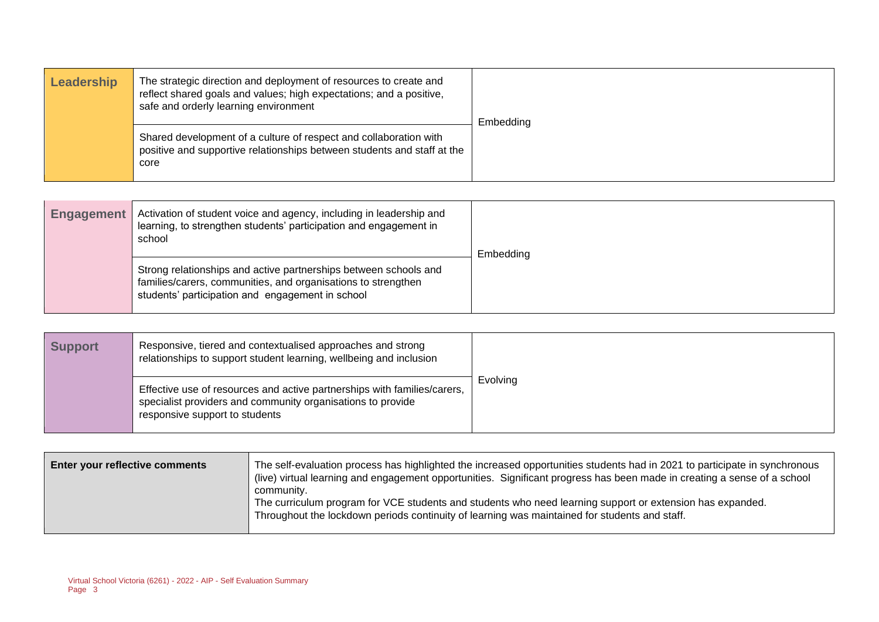| | | |
|---|---|---|
| **Leadership** | The strategic direction and deployment of resources to create and reflect shared goals and values; high expectations; and a positive, safe and orderly learning environment | Embedding |
| | Shared development of a culture of respect and collaboration with positive and supportive relationships between students and staff at the core | |

| | | |
|---|---|---|
| **Engagement** | Activation of student voice and agency, including in leadership and learning, to strengthen students' participation and engagement in school | Embedding |
| | Strong relationships and active partnerships between schools and families/carers, communities, and organisations to strengthen students' participation and engagement in school | |

| | | |
|---|---|---|
| **Support** | Responsive, tiered and contextualised approaches and strong relationships to support student learning, wellbeing and inclusion | Evolving |
| | Effective use of resources and active partnerships with families/carers, specialist providers and community organisations to provide responsive support to students | |

| | |
|---|---|
| **Enter your reflective comments** | The self-evaluation process has highlighted the increased opportunities students had in 2021 to participate in synchronous (live) virtual learning and engagement opportunities. Significant progress has been made in creating a sense of a school community.<br>The curriculum program for VCE students and students who need learning support or extension has expanded.<br>Throughout the lockdown periods continuity of learning was maintained for students and staff. |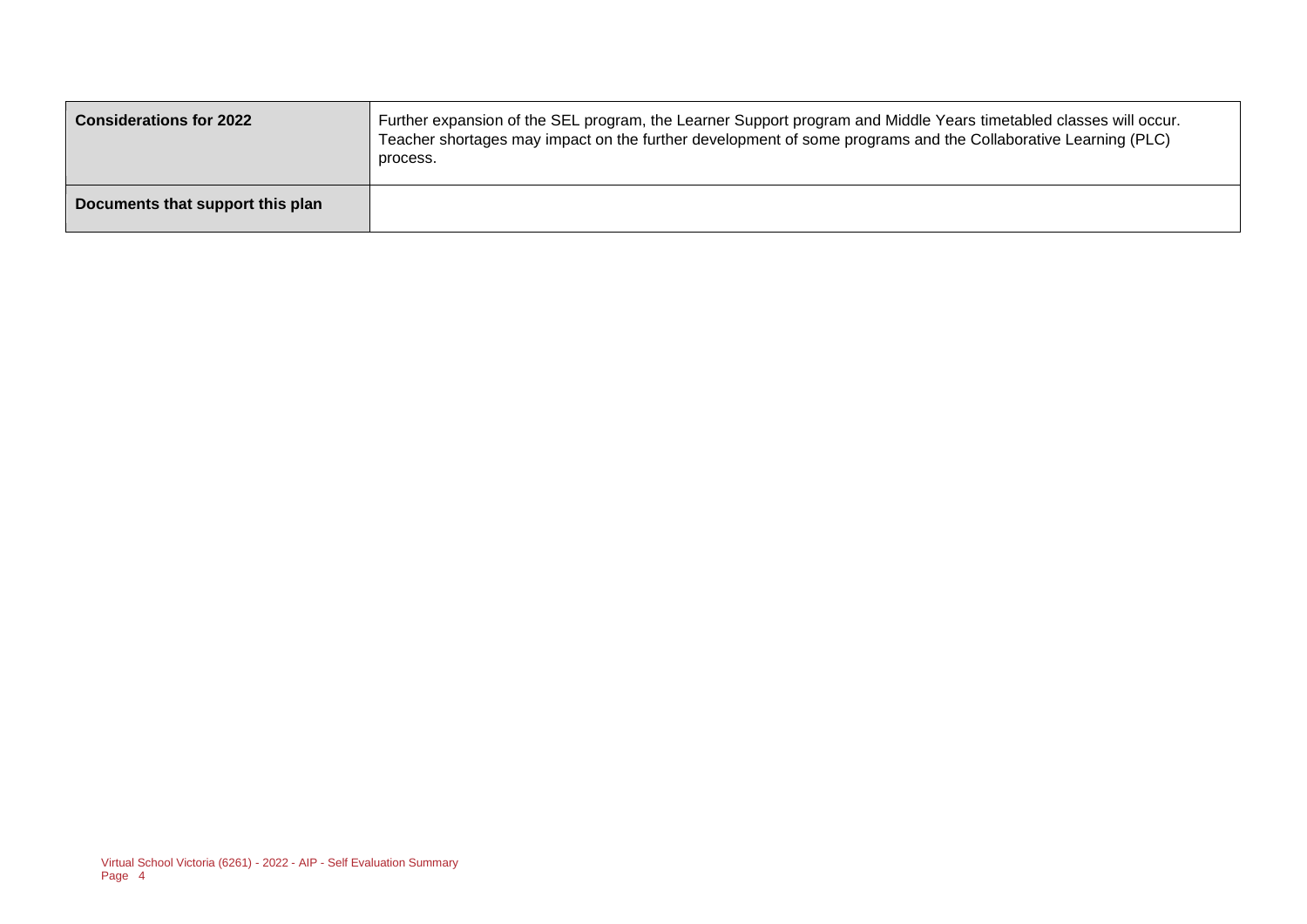| | |
|---|---|
| **Considerations for 2022** | Further expansion of the SEL program, the Learner Support program and Middle Years timetabled classes will occur. Teacher shortages may impact on the further development of some programs and the Collaborative Learning (PLC) process. |
| **Documents that support this plan** | |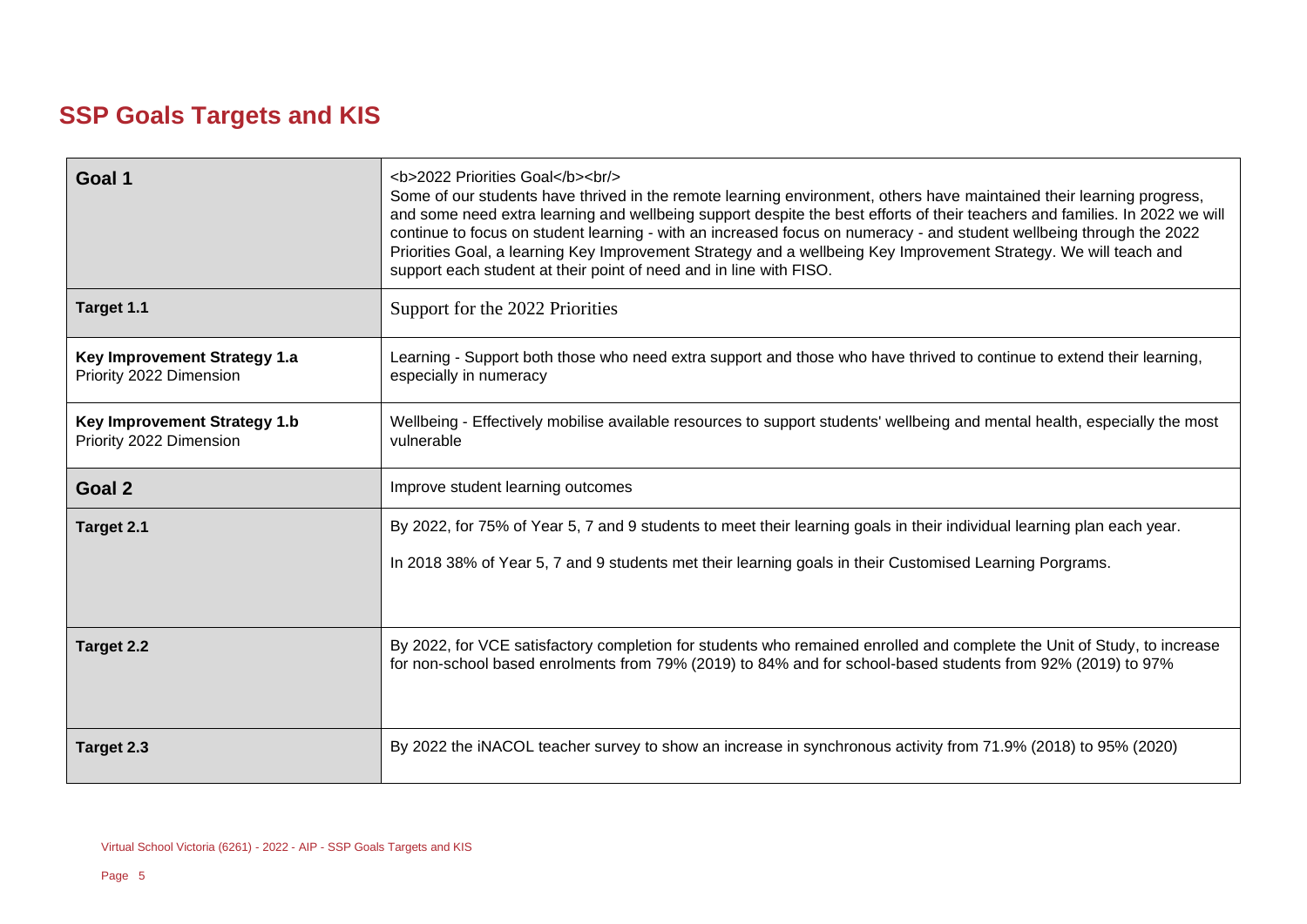# SSP Goals Targets and KIS

| | |
|---|---|
| **Goal 1** | <b>2022 Priorities Goal</b><br/> Some of our students have thrived in the remote learning environment, others have maintained their learning progress, and some need extra learning and wellbeing support despite the best efforts of their teachers and families. In 2022 we will continue to focus on student learning - with an increased focus on numeracy - and student wellbeing through the 2022 Priorities Goal, a learning Key Improvement Strategy and a wellbeing Key Improvement Strategy. We will teach and support each student at their point of need and in line with FISO. |
| **Target 1.1** | Support for the 2022 Priorities |
| **Key Improvement Strategy 1.a** Priority 2022 Dimension | Learning - Support both those who need extra support and those who have thrived to continue to extend their learning, especially in numeracy |
| **Key Improvement Strategy 1.b** Priority 2022 Dimension | Wellbeing - Effectively mobilise available resources to support students' wellbeing and mental health, especially the most vulnerable |
| **Goal 2** | Improve student learning outcomes |
| **Target 2.1** | By 2022, for 75% of Year 5, 7 and 9 students to meet their learning goals in their individual learning plan each year. In 2018 38% of Year 5, 7 and 9 students met their learning goals in their Customised Learning Porgrams. |
| **Target 2.2** | By 2022, for VCE satisfactory completion for students who remained enrolled and complete the Unit of Study, to increase for non-school based enrolments from 79% (2019) to 84% and for school-based students from 92% (2019) to 97% |
| **Target 2.3** | By 2022 the iNACOL teacher survey to show an increase in synchronous activity from 71.9% (2018) to 95% (2020) |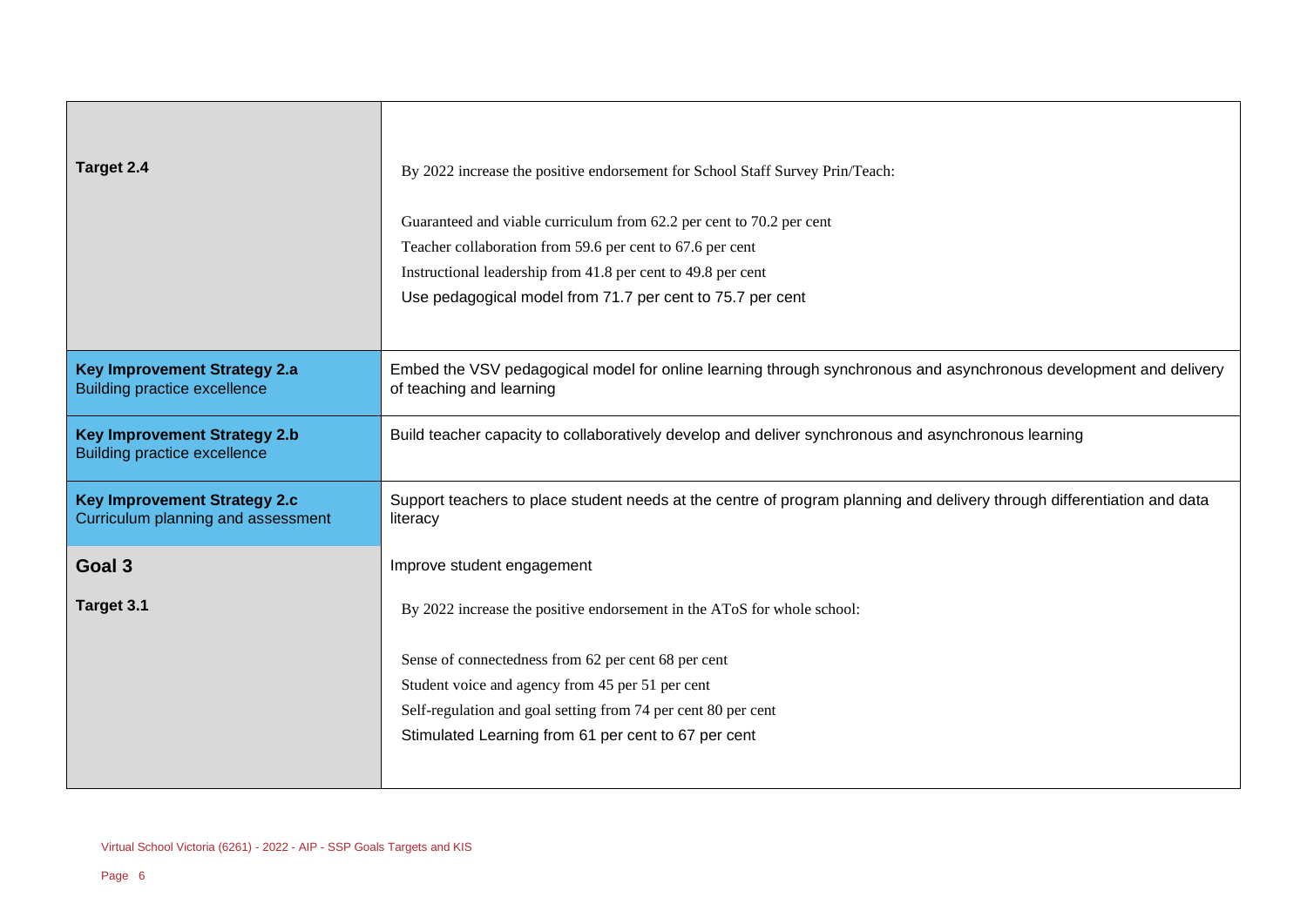| | |
|---|---|
| **Target 2.4** | By 2022 increase the positive endorsement for School Staff Survey Prin/Teach:<br><br>Guaranteed and viable curriculum from 62.2 per cent to 70.2 per cent<br>Teacher collaboration from 59.6 per cent to 67.6 per cent<br>Instructional leadership from 41.8 per cent to 49.8 per cent<br>Use pedagogical model from 71.7 per cent to 75.7 per cent |
| **Key Improvement Strategy 2.a**<br>Building practice excellence | Embed the VSV pedagogical model for online learning through synchronous and asynchronous development and delivery of teaching and learning |
| **Key Improvement Strategy 2.b**<br>Building practice excellence | Build teacher capacity to collaboratively develop and deliver synchronous and asynchronous learning |
| **Key Improvement Strategy 2.c**<br>Curriculum planning and assessment | Support teachers to place student needs at the centre of program planning and delivery through differentiation and data literacy |
| **Goal 3** | Improve student engagement |
| **Target 3.1** | By 2022 increase the positive endorsement in the AToS for whole school:<br><br>Sense of connectedness from 62 per cent 68 per cent<br>Student voice and agency from 45 per 51 per cent<br>Self-regulation and goal setting from 74 per cent 80 per cent<br>Stimulated Learning from 61 per cent to 67 per cent |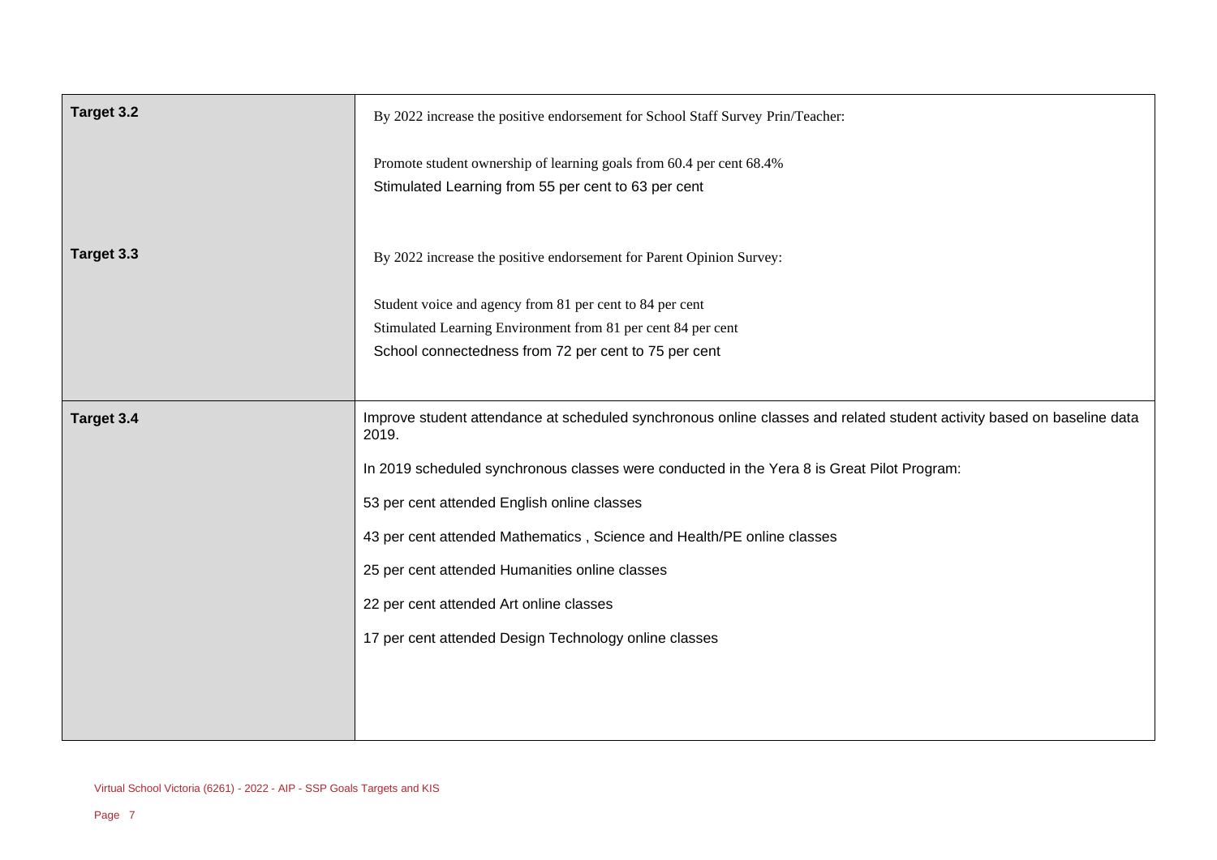| | |
|---|---|
| **Target 3.2** | By 2022 increase the positive endorsement for School Staff Survey Prin/Teacher:<br><br>Promote student ownership of learning goals from 60.4 per cent 68.4%<br>Stimulated Learning from 55 per cent to 63 per cent |
| **Target 3.3** | By 2022 increase the positive endorsement for Parent Opinion Survey:<br><br>Student voice and agency from 81 per cent to 84 per cent<br>Stimulated Learning Environment from 81 per cent 84 per cent<br>School connectedness from 72 per cent to 75 per cent |
| **Target 3.4** | Improve student attendance at scheduled synchronous online classes and related student activity based on baseline data 2019.<br><br>In 2019 scheduled synchronous classes were conducted in the Yera 8 is Great Pilot Program:<br><br>53 per cent attended English online classes<br><br>43 per cent attended Mathematics , Science and Health/PE online classes<br><br>25 per cent attended Humanities online classes<br><br>22 per cent attended Art online classes<br><br>17 per cent attended Design Technology online classes |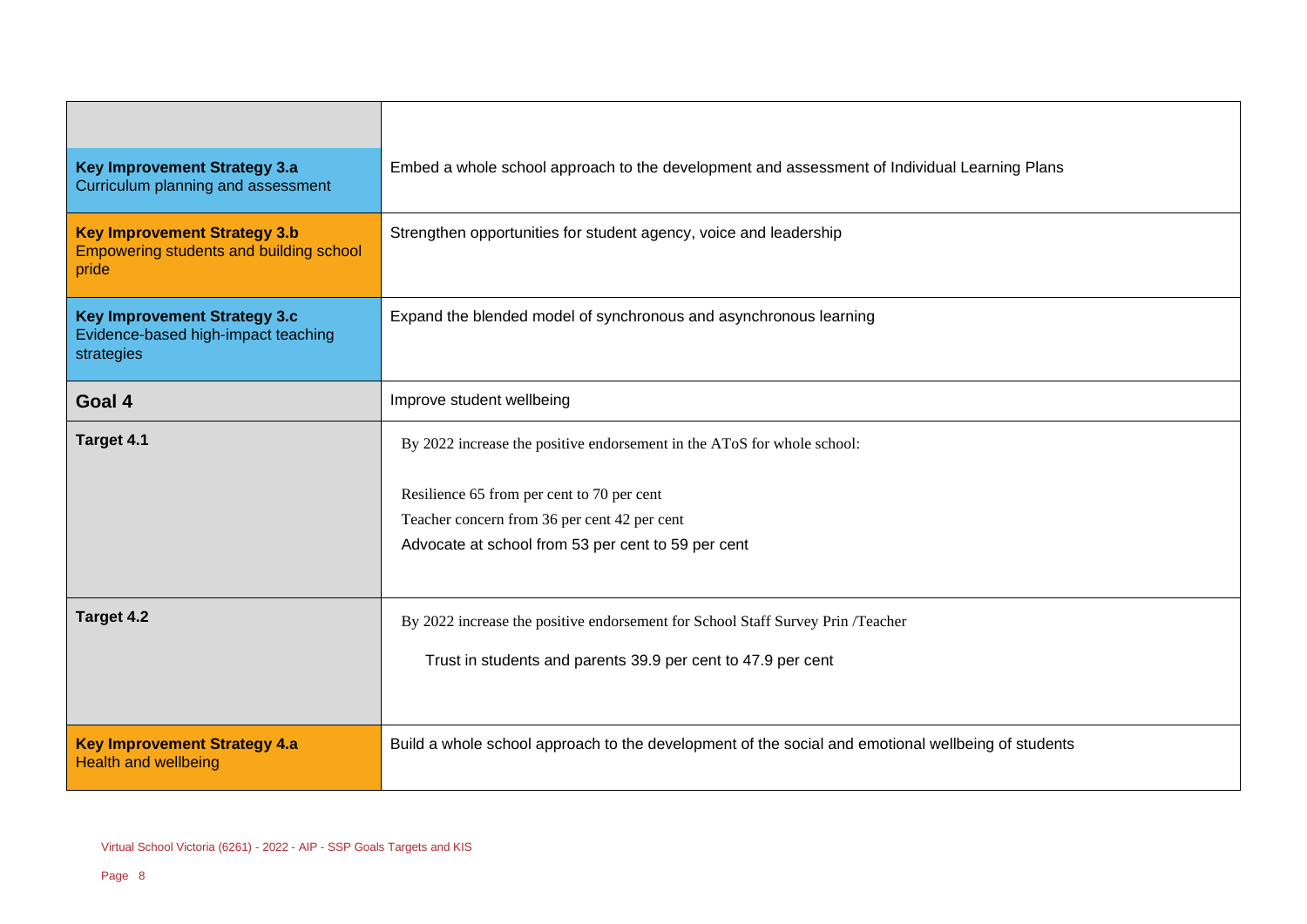| | |
|---|---|
| **Key Improvement Strategy 3.a**<br>Curriculum planning and assessment | Embed a whole school approach to the development and assessment of Individual Learning Plans |
| **Key Improvement Strategy 3.b**<br>Empowering students and building school pride | Strengthen opportunities for student agency, voice and leadership |
| **Key Improvement Strategy 3.c**<br>Evidence-based high-impact teaching strategies | Expand the blended model of synchronous and asynchronous learning |
| **Goal 4** | Improve student wellbeing |
| **Target 4.1** | By 2022 increase the positive endorsement in the AToS for whole school:<br><br>Resilience 65 from per cent to 70 per cent<br>Teacher concern from 36 per cent 42 per cent<br>Advocate at school from 53 per cent to 59 per cent |
| **Target 4.2** | By 2022 increase the positive endorsement for School Staff Survey Prin /Teacher<br><br>Trust in students and parents 39.9 per cent to 47.9 per cent |
| **Key Improvement Strategy 4.a**<br>Health and wellbeing | Build a whole school approach to the development of the social and emotional wellbeing of students |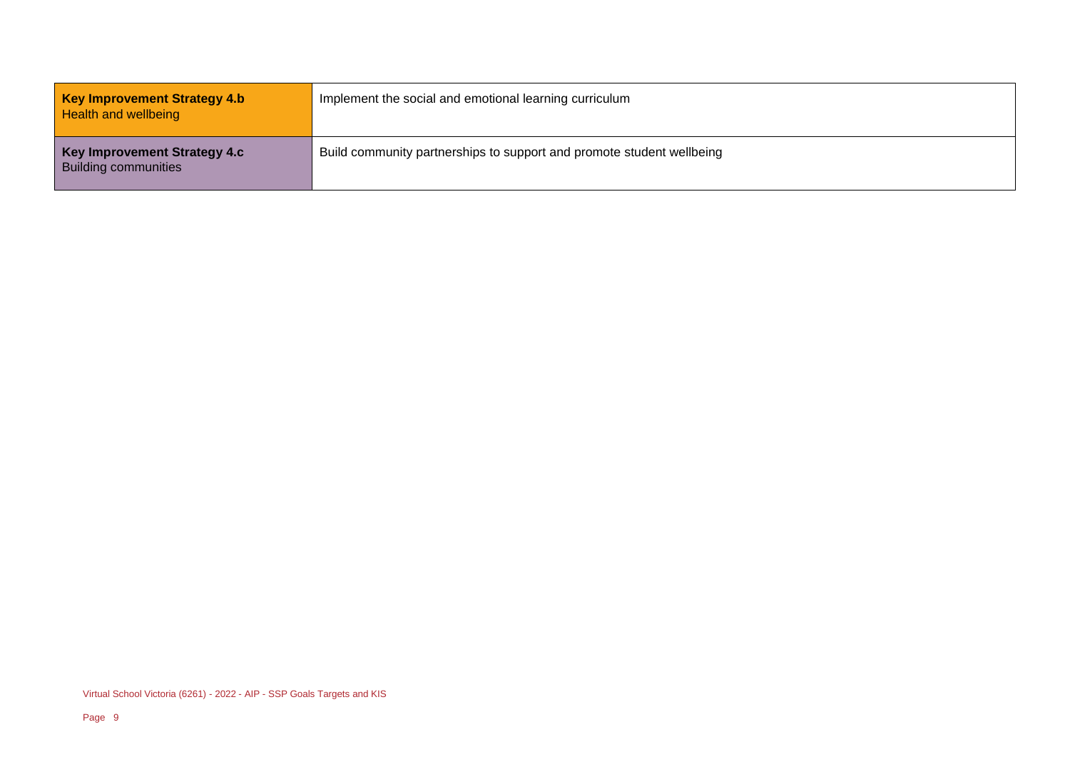| | |
|---|---|
| **Key Improvement Strategy 4.b** Health and wellbeing | Implement the social and emotional learning curriculum |
| **Key Improvement Strategy 4.c** Building communities | Build community partnerships to support and promote student wellbeing |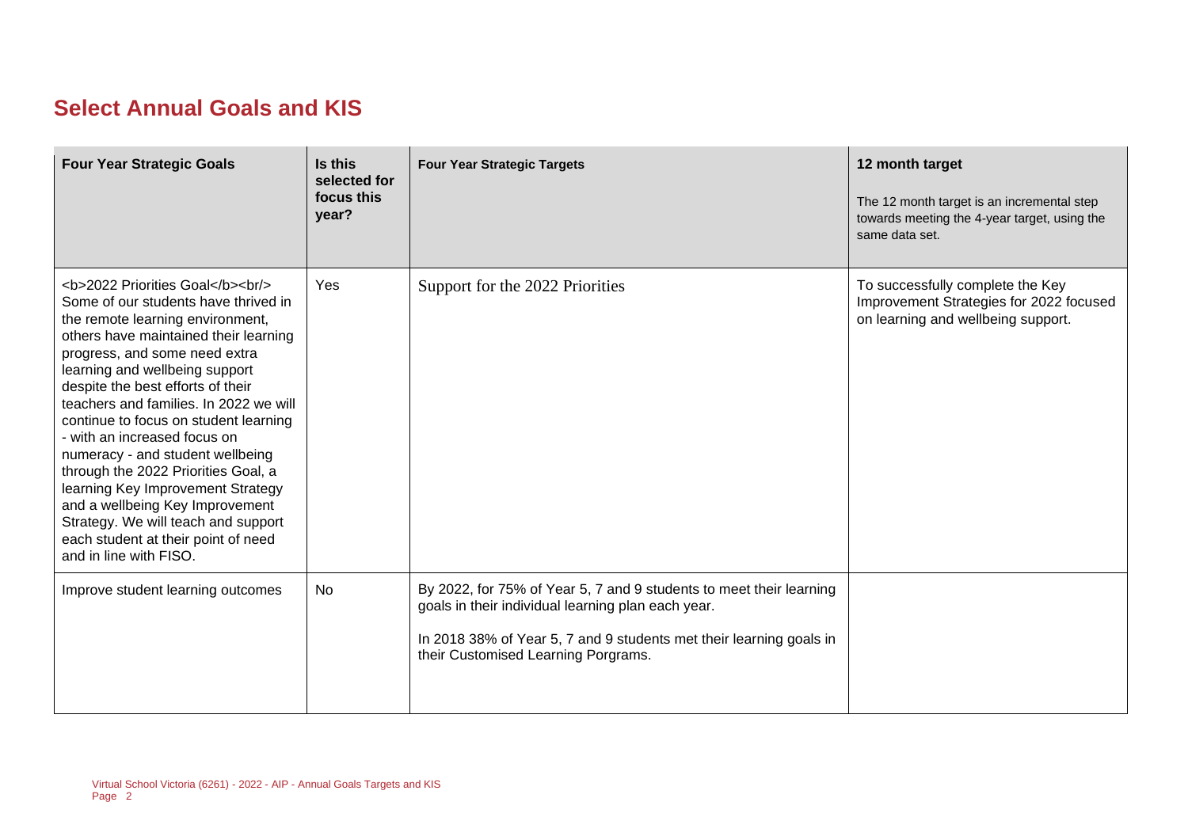## Select Annual Goals and KIS

| Four Year Strategic Goals | Is this selected for focus this year? | Four Year Strategic Targets | 12 month target<br>The 12 month target is an incremental step towards meeting the 4-year target, using the same data set. |
|---|---|---|---|
| <b>2022 Priorities Goal</b><br/> Some of our students have thrived in the remote learning environment, others have maintained their learning progress, and some need extra learning and wellbeing support despite the best efforts of their teachers and families. In 2022 we will continue to focus on student learning - with an increased focus on numeracy - and student wellbeing through the 2022 Priorities Goal, a learning Key Improvement Strategy and a wellbeing Key Improvement Strategy. We will teach and support each student at their point of need and in line with FISO. | Yes | Support for the 2022 Priorities | To successfully complete the Key Improvement Strategies for 2022 focused on learning and wellbeing support. |
| Improve student learning outcomes | No | By 2022, for 75% of Year 5, 7 and 9 students to meet their learning goals in their individual learning plan each year.<br><br>In 2018 38% of Year 5, 7 and 9 students met their learning goals in their Customised Learning Porgrams. | |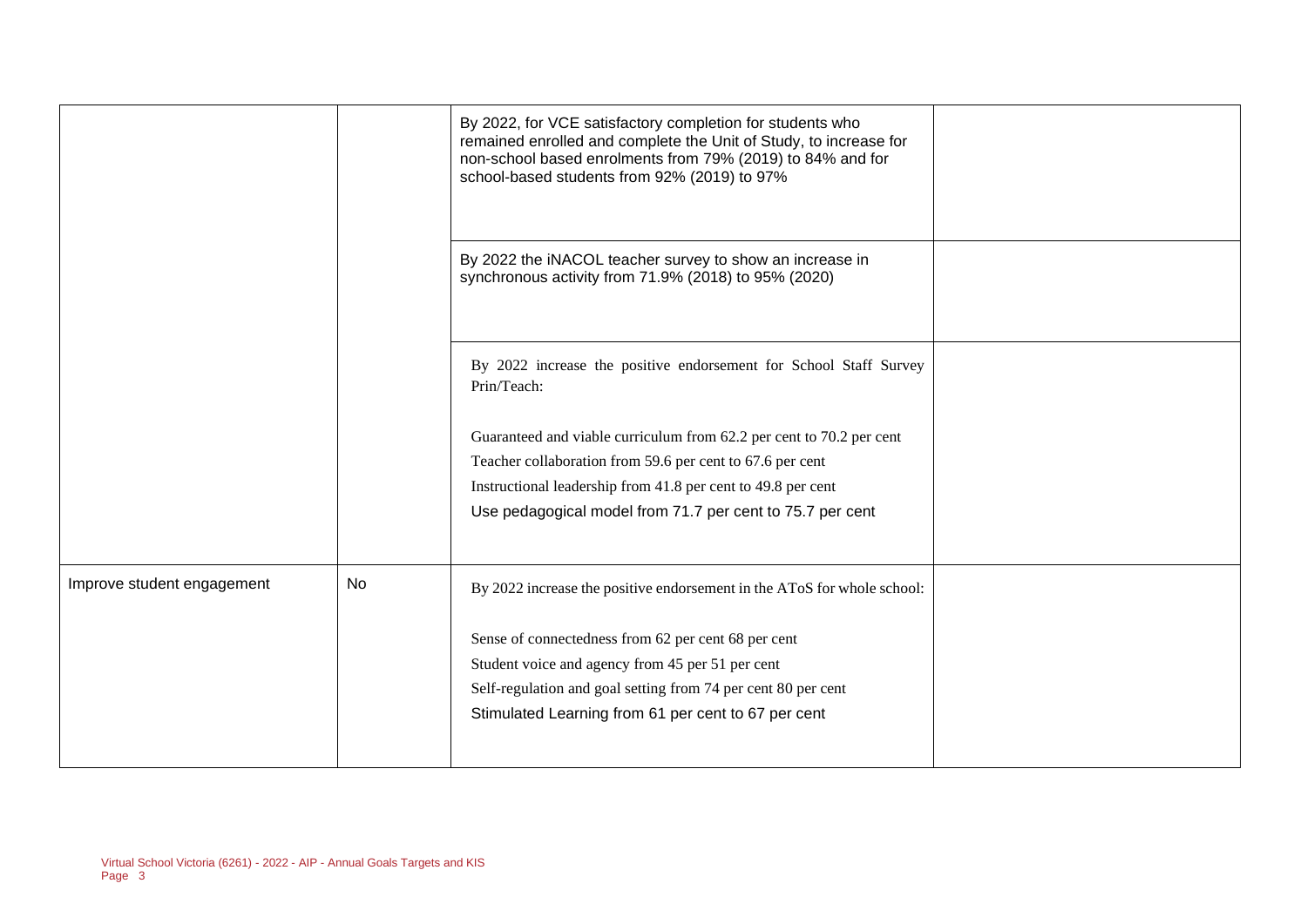| | | | |
|---|---|---|---|
| | | By 2022, for VCE satisfactory completion for students who remained enrolled and complete the Unit of Study, to increase for non-school based enrolments from 79% (2019) to 84% and for school-based students from 92% (2019) to 97% | |
| | | By 2022 the iNACOL teacher survey to show an increase in synchronous activity from 71.9% (2018) to 95% (2020) | |
| | | By 2022 increase the positive endorsement for School Staff Survey Prin/Teach:<br><br>Guaranteed and viable curriculum from 62.2 per cent to 70.2 per cent<br>Teacher collaboration from 59.6 per cent to 67.6 per cent<br>Instructional leadership from 41.8 per cent to 49.8 per cent<br>Use pedagogical model from 71.7 per cent to 75.7 per cent | |
| Improve student engagement | No | By 2022 increase the positive endorsement in the AToS for whole school:<br><br>Sense of connectedness from 62 per cent 68 per cent<br>Student voice and agency from 45 per 51 per cent<br>Self-regulation and goal setting from 74 per cent 80 per cent<br>Stimulated Learning from 61 per cent to 67 per cent | |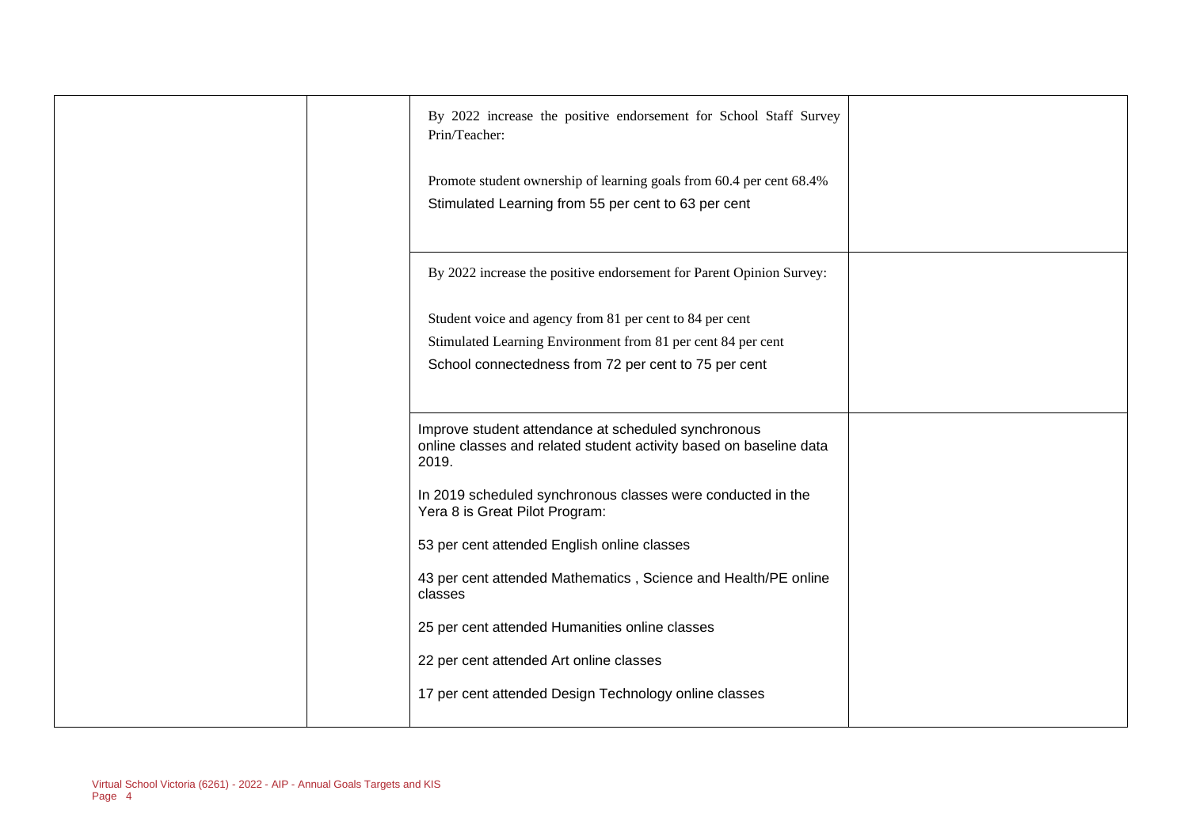|  |  |  |  |
|---|---|---|---|
|  |  | By 2022 increase the positive endorsement for School Staff Survey Prin/Teacher:<br><br>Promote student ownership of learning goals from 60.4 per cent 68.4%<br>Stimulated Learning from 55 per cent to 63 per cent |  |
|  |  | By 2022 increase the positive endorsement for Parent Opinion Survey:<br><br>Student voice and agency from 81 per cent to 84 per cent<br>Stimulated Learning Environment from 81 per cent 84 per cent<br>School connectedness from 72 per cent to 75 per cent |  |
|  |  | Improve student attendance at scheduled synchronous online classes and related student activity based on baseline data 2019.<br><br>In 2019 scheduled synchronous classes were conducted in the Yera 8 is Great Pilot Program:<br><br>53 per cent attended English online classes<br><br>43 per cent attended Mathematics , Science and Health/PE online classes<br><br>25 per cent attended Humanities online classes<br><br>22 per cent attended Art online classes<br><br>17 per cent attended Design Technology online classes |  |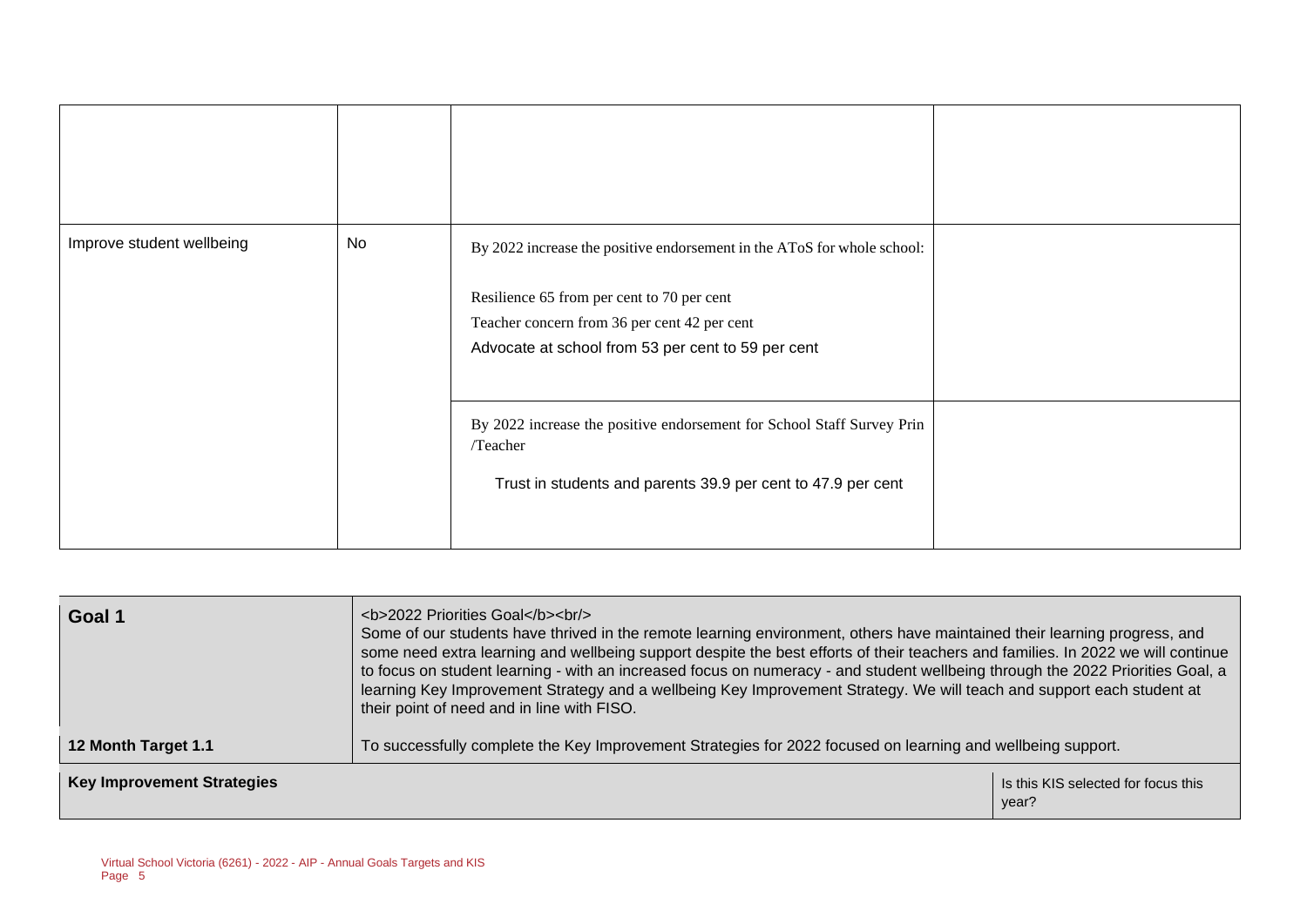| | | | |
|---|---|---|---|
| | | | |
| Improve student wellbeing | No | By 2022 increase the positive endorsement in the AToS for whole school:<br><br>Resilience 65 from per cent to 70 per cent<br>Teacher concern from 36 per cent 42 per cent<br>Advocate at school from 53 per cent to 59 per cent | |
| | | By 2022 increase the positive endorsement for School Staff Survey Prin /Teacher<br><br>Trust in students and parents 39.9 per cent to 47.9 per cent | |

| | | |
|---|---|---|
| **Goal 1** | <b>2022 Priorities Goal</b><br/><br>Some of our students have thrived in the remote learning environment, others have maintained their learning progress, and some need extra learning and wellbeing support despite the best efforts of their teachers and families. In 2022 we will continue to focus on student learning - with an increased focus on numeracy - and student wellbeing through the 2022 Priorities Goal, a learning Key Improvement Strategy and a wellbeing Key Improvement Strategy. We will teach and support each student at their point of need and in line with FISO. | |
| **12 Month Target 1.1** | To successfully complete the Key Improvement Strategies for 2022 focused on learning and wellbeing support. | |
| **Key Improvement Strategies** | | Is this KIS selected for focus this year? |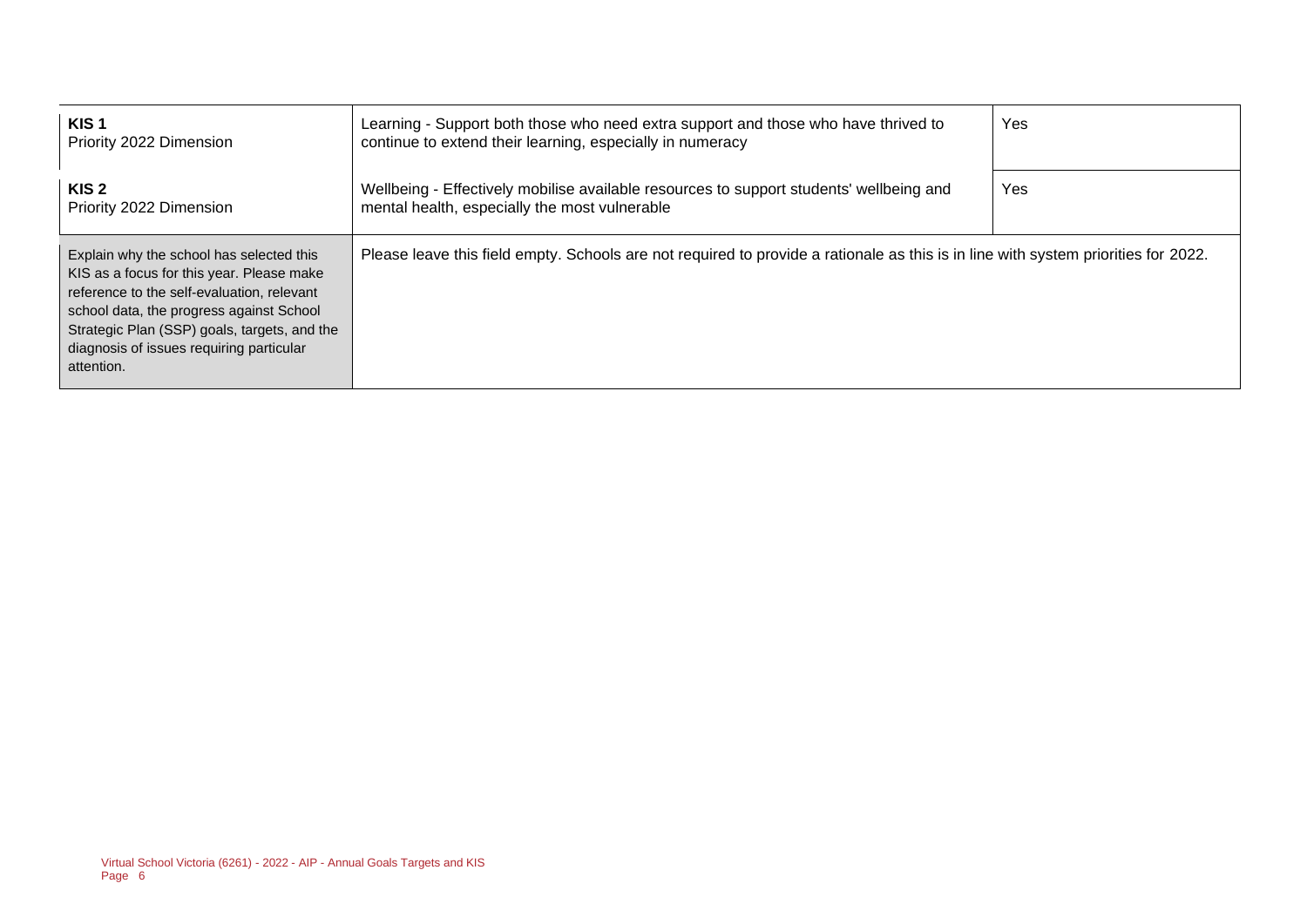| | | |
|---|---|---|
| **KIS 1**<br>Priority 2022 Dimension | Learning - Support both those who need extra support and those who have thrived to continue to extend their learning, especially in numeracy | Yes |
| **KIS 2**<br>Priority 2022 Dimension | Wellbeing - Effectively mobilise available resources to support students' wellbeing and mental health, especially the most vulnerable | Yes |
| Explain why the school has selected this KIS as a focus for this year. Please make reference to the self-evaluation, relevant school data, the progress against School Strategic Plan (SSP) goals, targets, and the diagnosis of issues requiring particular attention. | Please leave this field empty. Schools are not required to provide a rationale as this is in line with system priorities for 2022. | |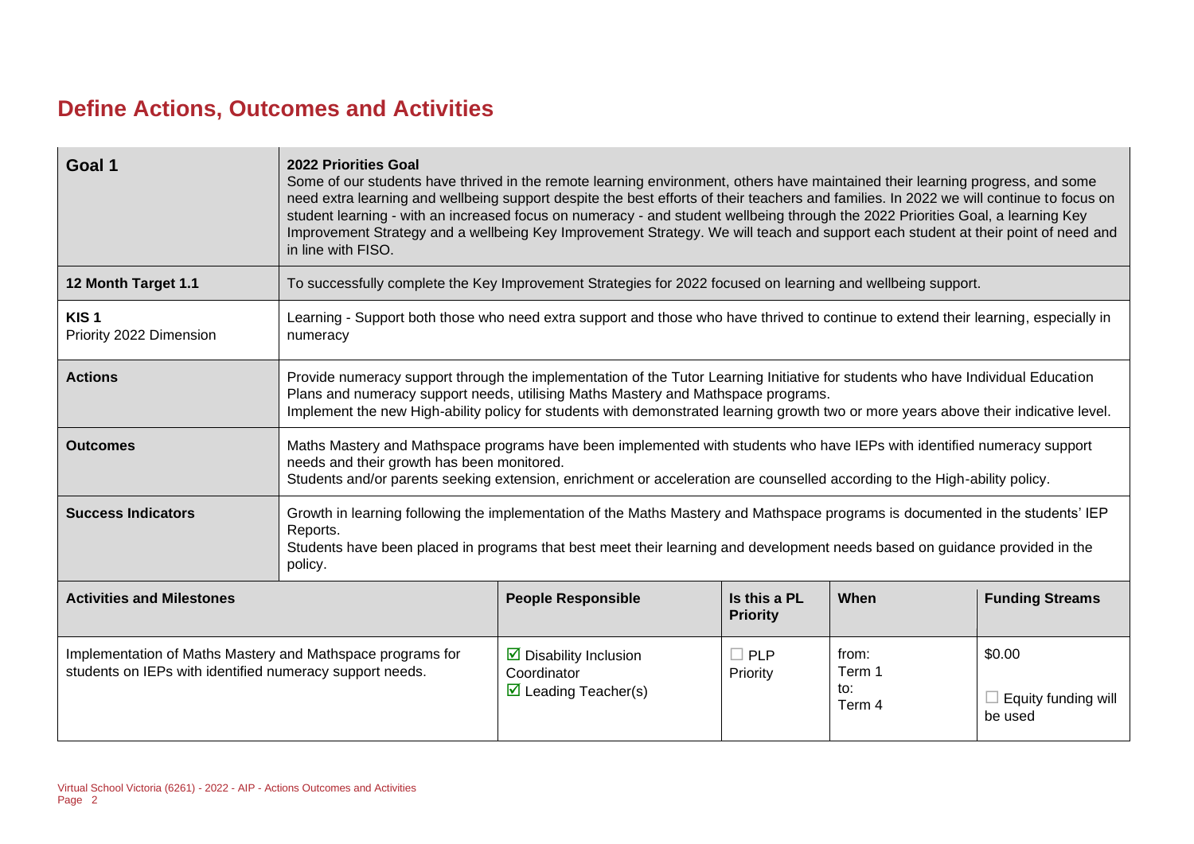## Define Actions, Outcomes and Activities

| Goal 1 | 2022 Priorities Goal<br>Some of our students have thrived in the remote learning environment, others have maintained their learning progress, and some need extra learning and wellbeing support despite the best efforts of their teachers and families. In 2022 we will continue to focus on student learning - with an increased focus on numeracy - and student wellbeing through the 2022 Priorities Goal, a learning Key Improvement Strategy and a wellbeing Key Improvement Strategy. We will teach and support each student at their point of need and in line with FISO. | | | |
|---|---|---|---|---|
| **12 Month Target 1.1** | To successfully complete the Key Improvement Strategies for 2022 focused on learning and wellbeing support. | | | |
| **KIS 1**<br>Priority 2022 Dimension | Learning - Support both those who need extra support and those who have thrived to continue to extend their learning, especially in numeracy | | | |
| **Actions** | Provide numeracy support through the implementation of the Tutor Learning Initiative for students who have Individual Education Plans and numeracy support needs, utilising Maths Mastery and Mathspace programs.<br>Implement the new High-ability policy for students with demonstrated learning growth two or more years above their indicative level. | | | |
| **Outcomes** | Maths Mastery and Mathspace programs have been implemented with students who have IEPs with identified numeracy support needs and their growth has been monitored.<br>Students and/or parents seeking extension, enrichment or acceleration are counselled according to the High-ability policy. | | | |
| **Success Indicators** | Growth in learning following the implementation of the Maths Mastery and Mathspace programs is documented in the students' IEP Reports.<br>Students have been placed in programs that best meet their learning and development needs based on guidance provided in the policy. | | | |

| Activities and Milestones | People Responsible | Is this a PL Priority | When | Funding Streams |
|---|---|---|---|---|
| Implementation of Maths Mastery and Mathspace programs for students on IEPs with identified numeracy support needs. | ☑ Disability Inclusion Coordinator<br>☑ Leading Teacher(s) | ☐ PLP Priority | from: Term 1<br>to: Term 4 | $0.00<br>☐ Equity funding will be used |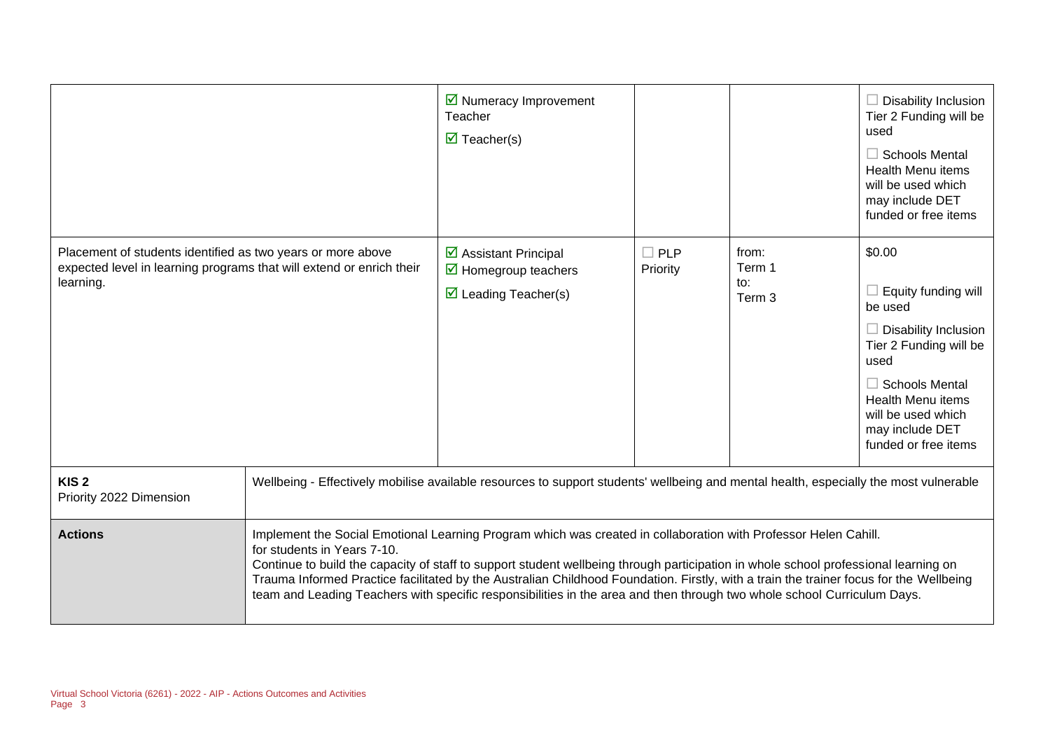| | | | | |
|---|---|---|---|---|
| | ☑ Numeracy Improvement Teacher<br>☑ Teacher(s) | | | ☐ Disability Inclusion Tier 2 Funding will be used<br>☐ Schools Mental Health Menu items will be used which may include DET funded or free items |
| Placement of students identified as two years or more above expected level in learning programs that will extend or enrich their learning. | ☑ Assistant Principal<br>☑ Homegroup teachers<br>☑ Leading Teacher(s) | ☐ PLP Priority | from:<br>Term 1<br>to:<br>Term 3 | $0.00<br>☐ Equity funding will be used<br>☐ Disability Inclusion Tier 2 Funding will be used<br>☐ Schools Mental Health Menu items will be used which may include DET funded or free items |

| | |
|---|---|
| **KIS 2**<br>Priority 2022 Dimension | Wellbeing - Effectively mobilise available resources to support students' wellbeing and mental health, especially the most vulnerable |
| **Actions** | Implement the Social Emotional Learning Program which was created in collaboration with Professor Helen Cahill.<br>for students in Years 7-10.<br>Continue to build the capacity of staff to support student wellbeing through participation in whole school professional learning on Trauma Informed Practice facilitated by the Australian Childhood Foundation. Firstly, with a train the trainer focus for the Wellbeing team and Leading Teachers with specific responsibilities in the area and then through two whole school Curriculum Days. |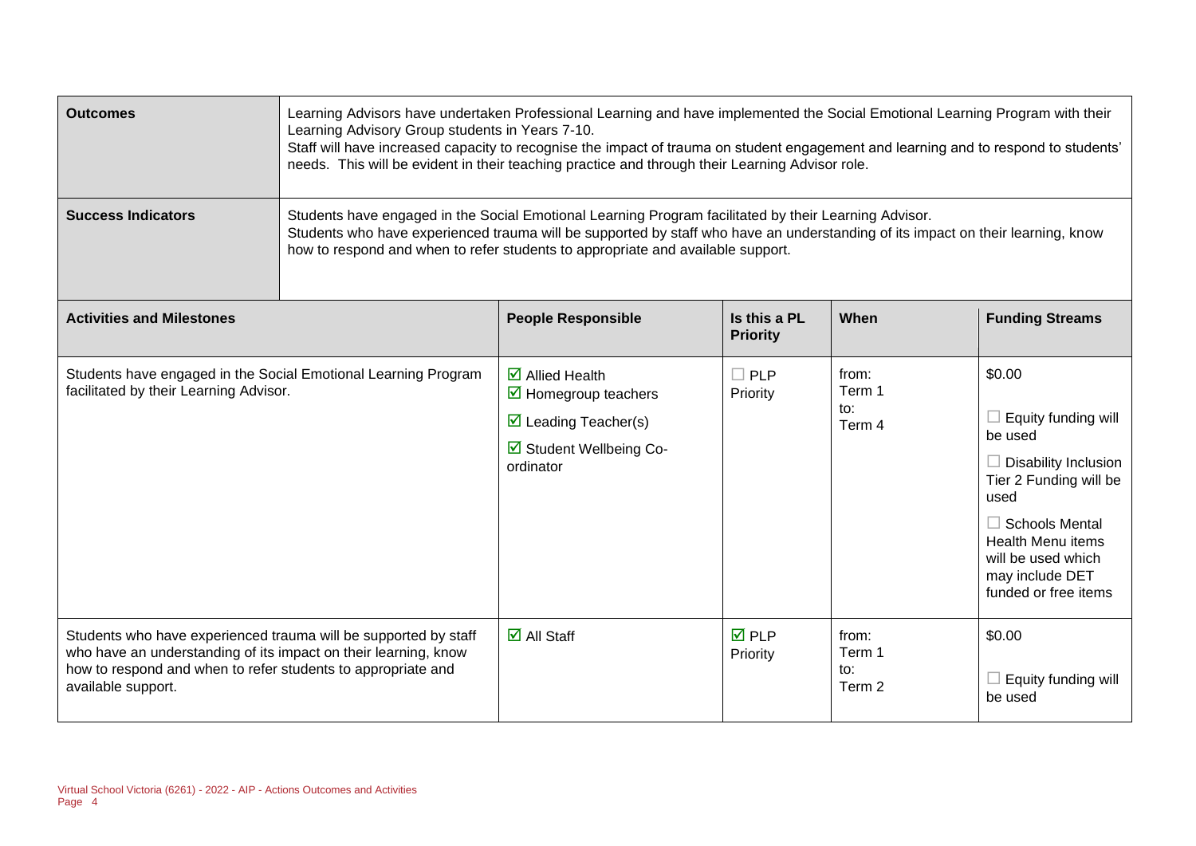| **Outcomes** | Learning Advisors have undertaken Professional Learning and have implemented the Social Emotional Learning Program with their Learning Advisory Group students in Years 7-10.<br>Staff will have increased capacity to recognise the impact of trauma on student engagement and learning and to respond to students' needs. This will be evident in their teaching practice and through their Learning Advisor role. |
|---|---|
| **Success Indicators** | Students have engaged in the Social Emotional Learning Program facilitated by their Learning Advisor.<br>Students who have experienced trauma will be supported by staff who have an understanding of its impact on their learning, know how to respond and when to refer students to appropriate and available support. |

| **Activities and Milestones** | **People Responsible** | **Is this a PL Priority** | **When** | **Funding Streams** |
|---|---|---|---|---|
| Students have engaged in the Social Emotional Learning Program facilitated by their Learning Advisor. | ☑ Allied Health<br>☑ Homegroup teachers<br>☑ Leading Teacher(s)<br>☑ Student Wellbeing Co-ordinator | ☐ PLP Priority | from: Term 1<br>to: Term 4 | $0.00<br>☐ Equity funding will be used<br>☐ Disability Inclusion Tier 2 Funding will be used<br>☐ Schools Mental Health Menu items will be used which may include DET funded or free items |
| Students who have experienced trauma will be supported by staff who have an understanding of its impact on their learning, know how to respond and when to refer students to appropriate and available support. | ☑ All Staff | ☑ PLP Priority | from: Term 1<br>to: Term 2 | $0.00<br>☐ Equity funding will be used |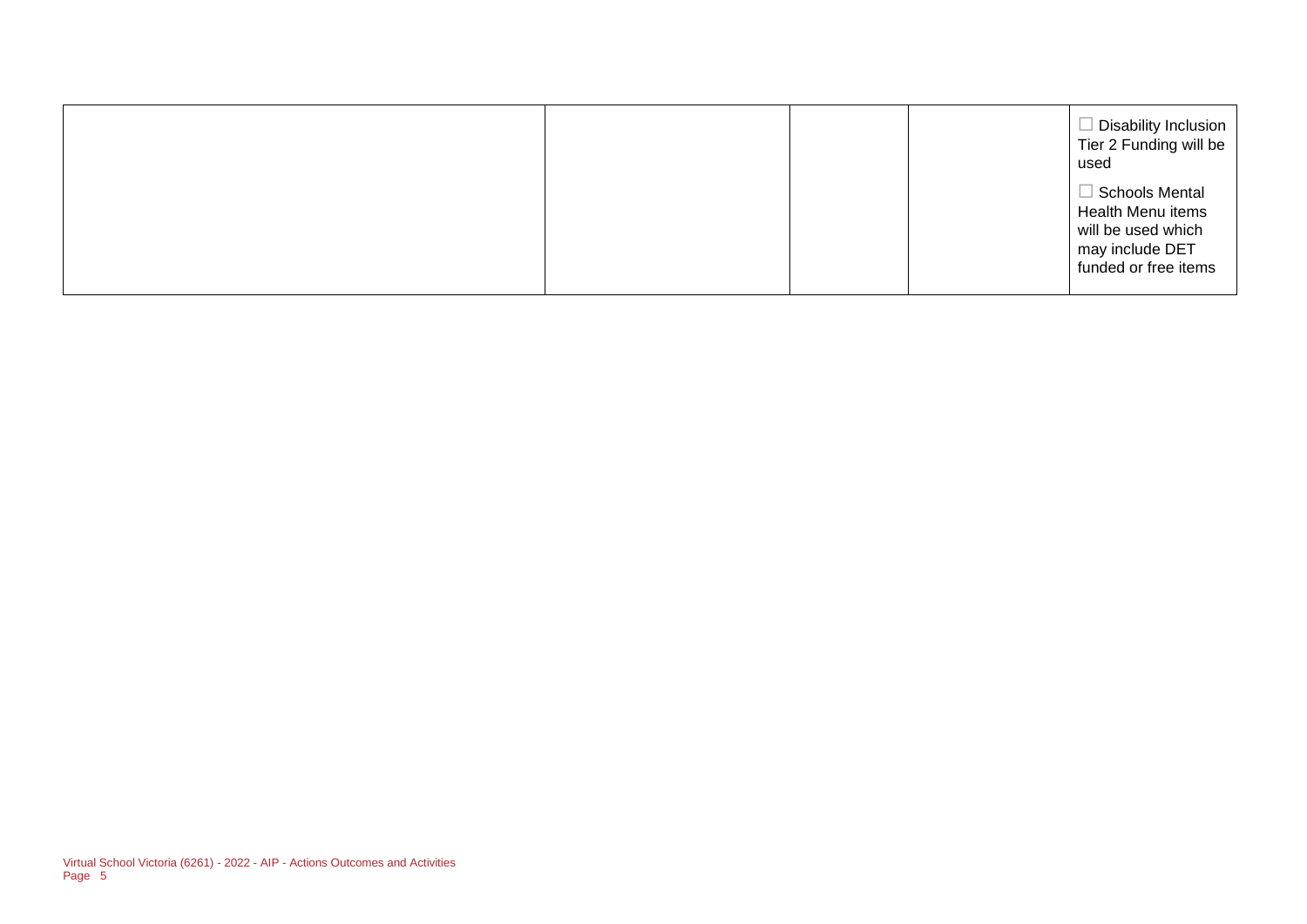| | | | | |
|---|---|---|---|---|
| | | | | ☐ Disability Inclusion Tier 2 Funding will be used<br><br>☐ Schools Mental Health Menu items will be used which may include DET funded or free items |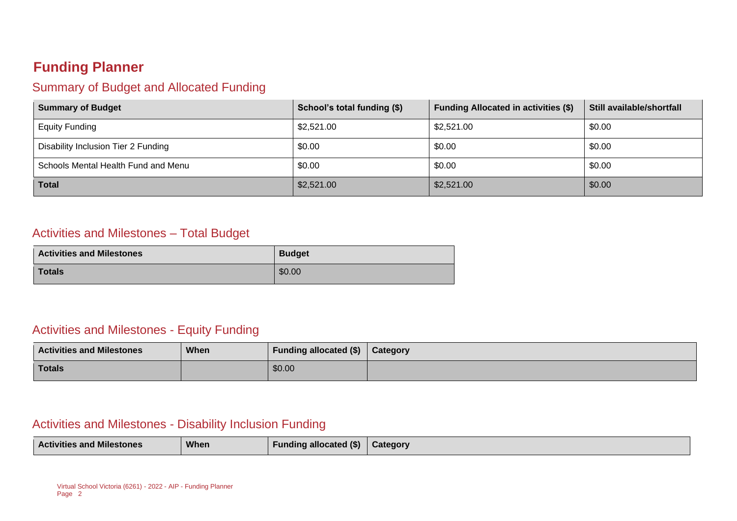# Funding Planner

## Summary of Budget and Allocated Funding

| Summary of Budget | School's total funding ($) | Funding Allocated in activities ($) | Still available/shortfall |
|---|---|---|---|
| Equity Funding | $2,521.00 | $2,521.00 | $0.00 |
| Disability Inclusion Tier 2 Funding | $0.00 | $0.00 | $0.00 |
| Schools Mental Health Fund and Menu | $0.00 | $0.00 | $0.00 |
| **Total** | $2,521.00 | $2,521.00 | $0.00 |

## Activities and Milestones – Total Budget

| Activities and Milestones | Budget |
|---|---|
| **Totals** | $0.00 |

## Activities and Milestones - Equity Funding

| Activities and Milestones | When | Funding allocated ($) | Category |
|---|---|---|---|
| **Totals** | | $0.00 | |

## Activities and Milestones - Disability Inclusion Funding

| Activities and Milestones | When | Funding allocated ($) | Category |
|---|---|---|---|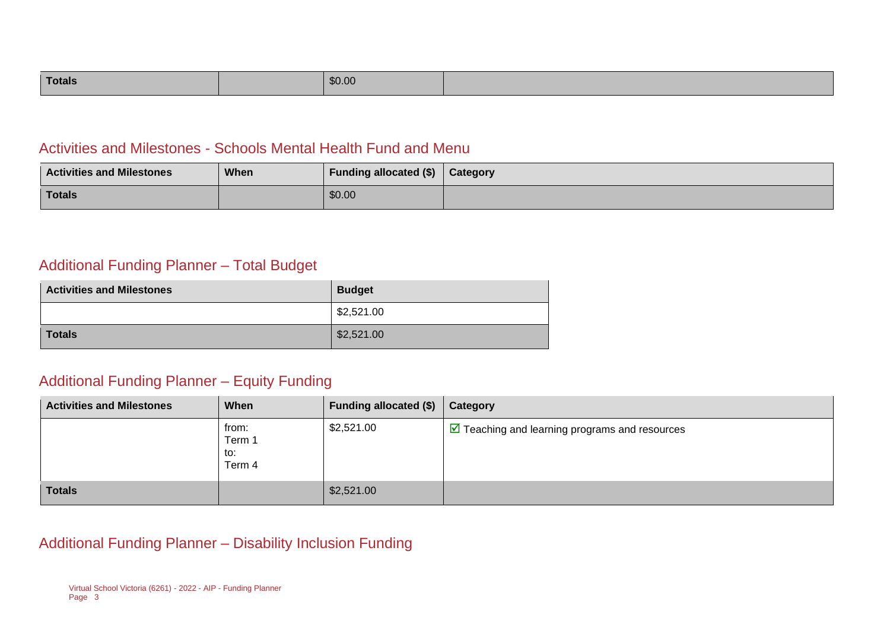| Totals | | $0.00 | |
|---|---|---|---|

## Activities and Milestones - Schools Mental Health Fund and Menu

| Activities and Milestones | When | Funding allocated ($) | Category |
|---|---|---|---|
| Totals | | $0.00 | |

## Additional Funding Planner – Total Budget

| Activities and Milestones | Budget |
|---|---|
| | $2,521.00 |
| Totals | $2,521.00 |

## Additional Funding Planner – Equity Funding

| Activities and Milestones | When | Funding allocated ($) | Category |
|---|---|---|---|
| | from: Term 1 to: Term 4 | $2,521.00 | ☑ Teaching and learning programs and resources |
| Totals | | $2,521.00 | |

## Additional Funding Planner – Disability Inclusion Funding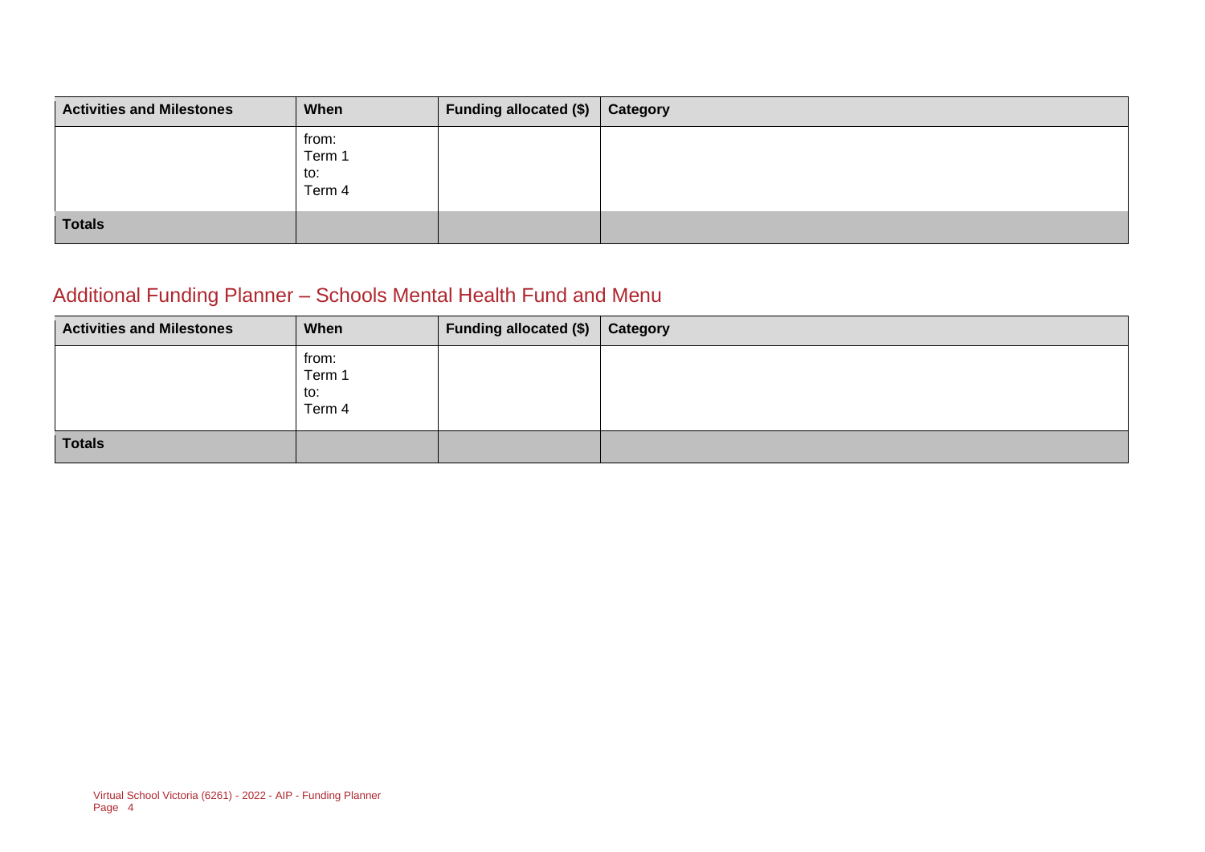| Activities and Milestones | When | Funding allocated ($) | Category |
|---|---|---|---|
| | from: Term 1 to: Term 4 | | |
| **Totals** | | | |

## Additional Funding Planner – Schools Mental Health Fund and Menu

| Activities and Milestones | When | Funding allocated ($) | Category |
|---|---|---|---|
| | from: Term 1 to: Term 4 | | |
| **Totals** | | | |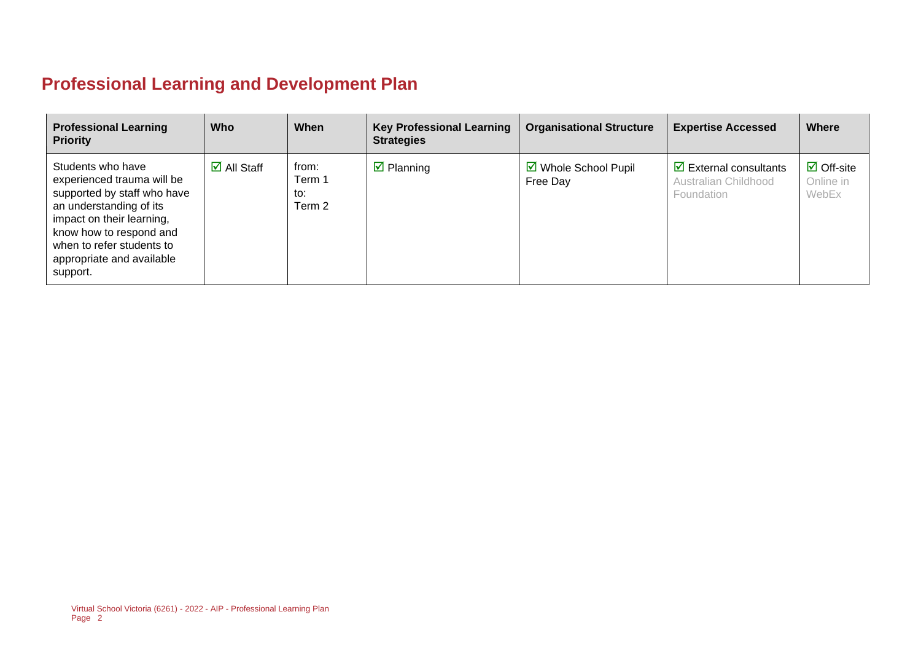## Professional Learning and Development Plan

| Professional Learning Priority | Who | When | Key Professional Learning Strategies | Organisational Structure | Expertise Accessed | Where |
|---|---|---|---|---|---|---|
| Students who have experienced trauma will be supported by staff who have an understanding of its impact on their learning, know how to respond and when to refer students to appropriate and available support. | ☑ All Staff | from: Term 1 to: Term 2 | ☑ Planning | ☑ Whole School Pupil Free Day | ☑ External consultants Australian Childhood Foundation | ☑ Off-site Online in WebEx |